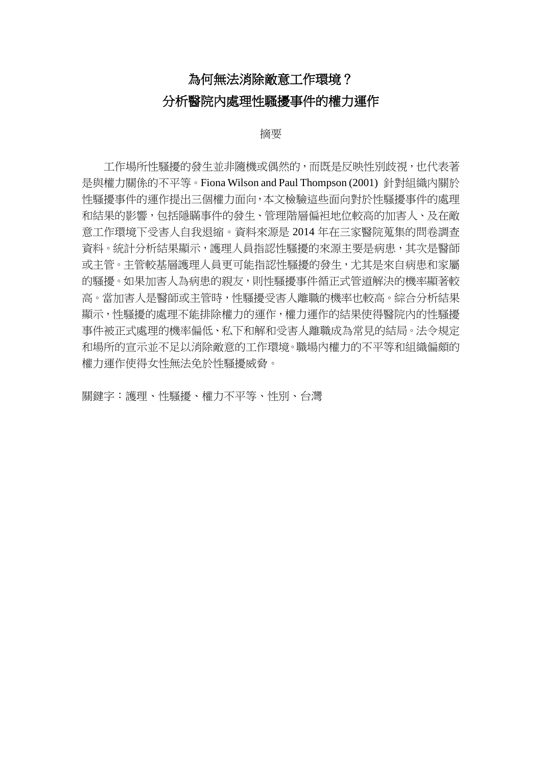# 為何無法消除敵意工作環境？
# 分析醫院內處理性騷擾事件的權力運作

## 摘要

工作場所性騷擾的發生並非隨機或偶然的，而既是反映性別歧視，也代表著是與權力關係的不平等。Fiona Wilson and Paul Thompson (2001) 針對組織內關於性騷擾事件的運作提出三個權力面向，本文檢驗這些面向對於性騷擾事件的處理和結果的影響，包括隱瞞事件的發生、管理階層偏袒地位較高的加害人、及在敵意工作環境下受害人自我退縮。資料來源是 2014 年在三家醫院蒐集的問卷調查資料。統計分析結果顯示，護理人員指認性騷擾的來源主要是病患，其次是醫師或主管。主管較基層護理人員更可能指認性騷擾的發生，尤其是來自病患和家屬的騷擾。如果加害人為病患的親友，則性騷擾事件循正式管道解決的機率顯著較高。當加害人是醫師或主管時，性騷擾受害人離職的機率也較高。綜合分析結果顯示，性騷擾的處理不能排除權力的運作，權力運作的結果使得醫院內的性騷擾事件被正式處理的機率偏低、私下和解和受害人離職成為常見的結局。法令規定和場所的宣示並不足以消除敵意的工作環境。職場內權力的不平等和組織偏頗的權力運作使得女性無法免於性騷擾威脅。

關鍵字：護理、性騷擾、權力不平等、性別、台灣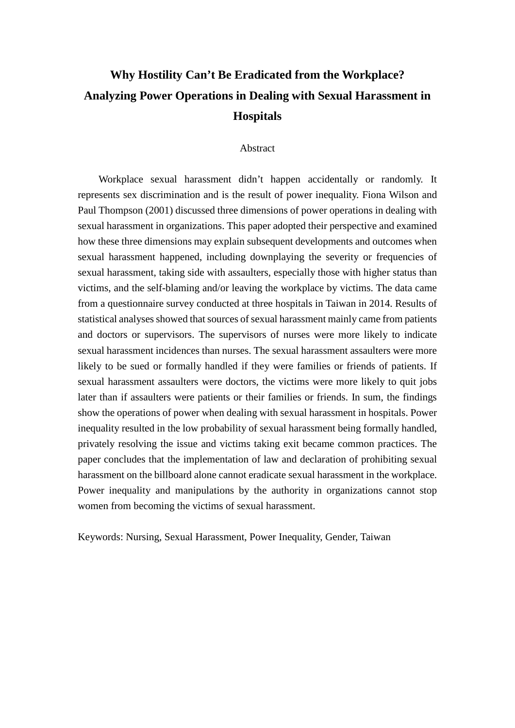# Why Hostility Can't Be Eradicated from the Workplace? Analyzing Power Operations in Dealing with Sexual Harassment in Hospitals

## Abstract

Workplace sexual harassment didn't happen accidentally or randomly. It represents sex discrimination and is the result of power inequality. Fiona Wilson and Paul Thompson (2001) discussed three dimensions of power operations in dealing with sexual harassment in organizations. This paper adopted their perspective and examined how these three dimensions may explain subsequent developments and outcomes when sexual harassment happened, including downplaying the severity or frequencies of sexual harassment, taking side with assaulters, especially those with higher status than victims, and the self-blaming and/or leaving the workplace by victims. The data came from a questionnaire survey conducted at three hospitals in Taiwan in 2014. Results of statistical analyses showed that sources of sexual harassment mainly came from patients and doctors or supervisors. The supervisors of nurses were more likely to indicate sexual harassment incidences than nurses. The sexual harassment assaulters were more likely to be sued or formally handled if they were families or friends of patients. If sexual harassment assaulters were doctors, the victims were more likely to quit jobs later than if assaulters were patients or their families or friends. In sum, the findings show the operations of power when dealing with sexual harassment in hospitals. Power inequality resulted in the low probability of sexual harassment being formally handled, privately resolving the issue and victims taking exit became common practices. The paper concludes that the implementation of law and declaration of prohibiting sexual harassment on the billboard alone cannot eradicate sexual harassment in the workplace. Power inequality and manipulations by the authority in organizations cannot stop women from becoming the victims of sexual harassment.

Keywords: Nursing, Sexual Harassment, Power Inequality, Gender, Taiwan